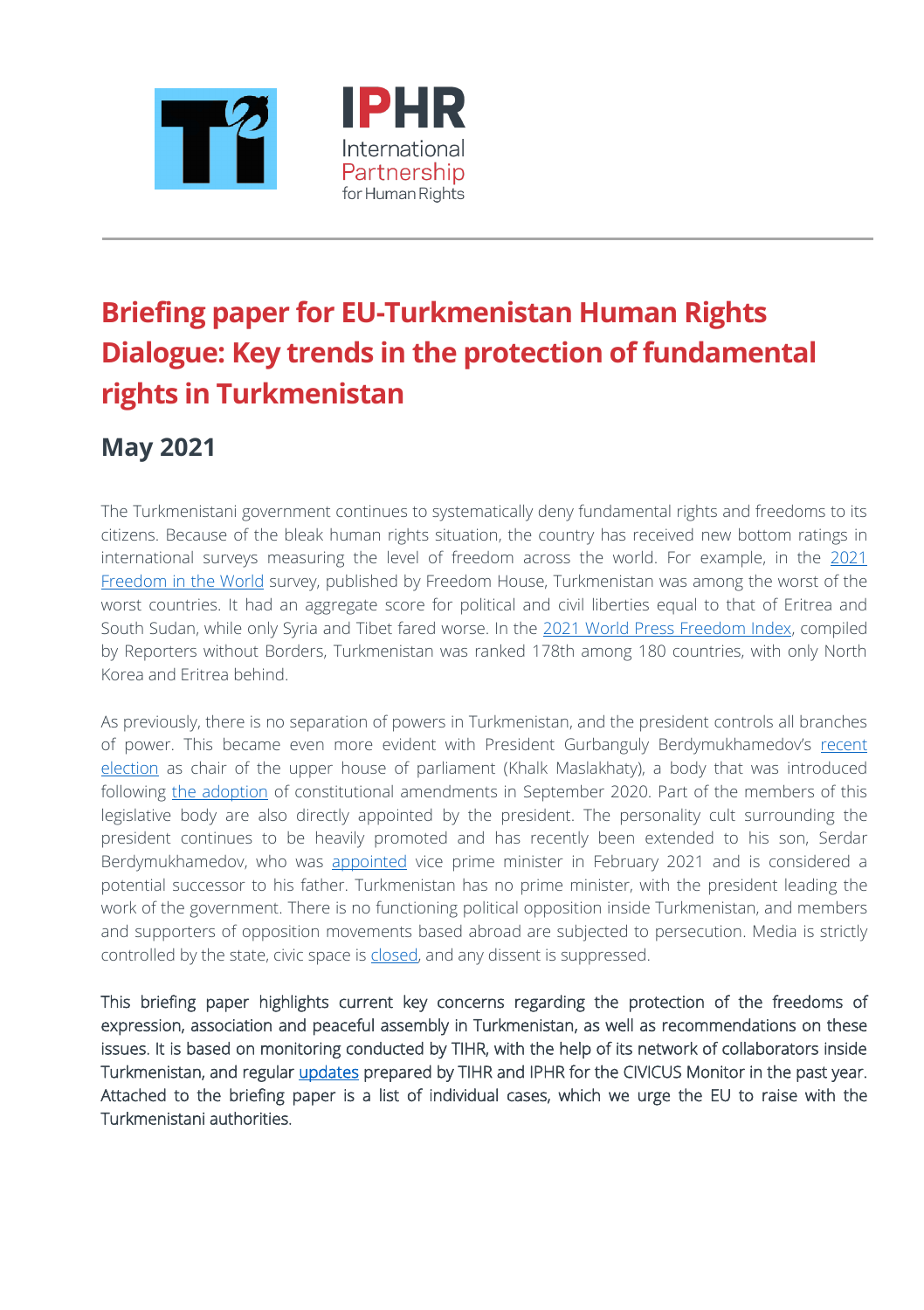IPHR International Partnership for Human Rights

# Briefing paper for EU-Turkmenistan Human Rights Dialogue: Key trends in the protection of fundamental rights in Turkmenistan

## May 2021

The Turkmenistani government continues to systematically deny fundamental rights and freedoms to its citizens. Because of the bleak human rights situation, the country has received new bottom ratings in international surveys measuring the level of freedom across the world. For example, in the 2021 Freedom in the World survey, published by Freedom House, Turkmenistan was among the worst of the worst countries. It had an aggregate score for political and civil liberties equal to that of Eritrea and South Sudan, while only Syria and Tibet fared worse. In the 2021 World Press Freedom Index, compiled by Reporters without Borders, Turkmenistan was ranked 178th among 180 countries, with only North Korea and Eritrea behind.

As previously, there is no separation of powers in Turkmenistan, and the president controls all branches of power. This became even more evident with President Gurbanguly Berdymukhamedov's recent election as chair of the upper house of parliament (Khalk Maslakhaty), a body that was introduced following the adoption of constitutional amendments in September 2020. Part of the members of this legislative body are also directly appointed by the president. The personality cult surrounding the president continues to be heavily promoted and has recently been extended to his son, Serdar Berdymukhamedov, who was appointed vice prime minister in February 2021 and is considered a potential successor to his father. Turkmenistan has no prime minister, with the president leading the work of the government. There is no functioning political opposition inside Turkmenistan, and members and supporters of opposition movements based abroad are subjected to persecution. Media is strictly controlled by the state, civic space is closed, and any dissent is suppressed.

This briefing paper highlights current key concerns regarding the protection of the freedoms of expression, association and peaceful assembly in Turkmenistan, as well as recommendations on these issues. It is based on monitoring conducted by TIHR, with the help of its network of collaborators inside Turkmenistan, and regular updates prepared by TIHR and IPHR for the CIVICUS Monitor in the past year. Attached to the briefing paper is a list of individual cases, which we urge the EU to raise with the Turkmenistani authorities.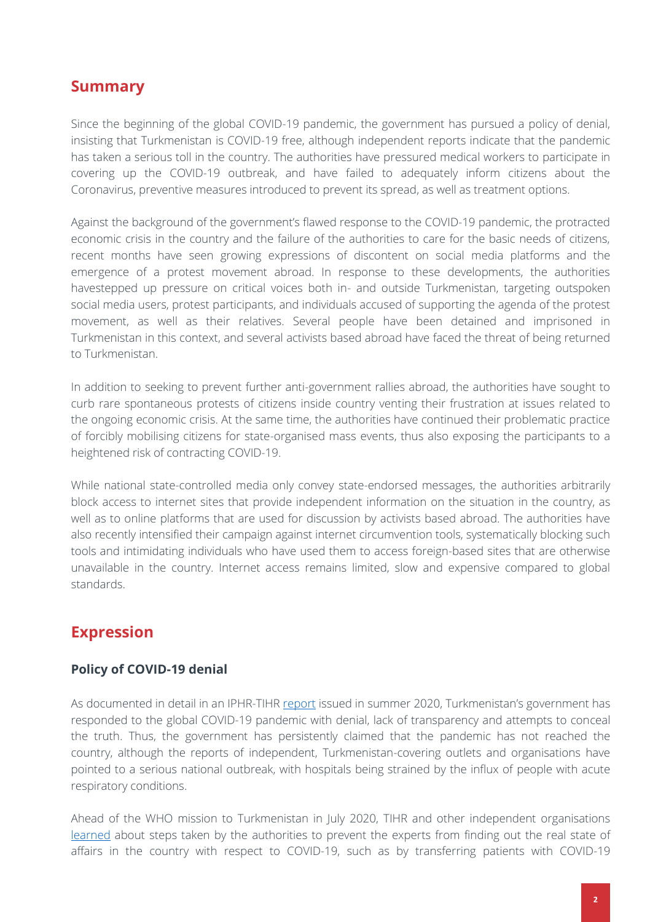## Summary

Since the beginning of the global COVID-19 pandemic, the government has pursued a policy of denial, insisting that Turkmenistan is COVID-19 free, although independent reports indicate that the pandemic has taken a serious toll in the country. The authorities have pressured medical workers to participate in covering up the COVID-19 outbreak, and have failed to adequately inform citizens about the Coronavirus, preventive measures introduced to prevent its spread, as well as treatment options.

Against the background of the government's flawed response to the COVID-19 pandemic, the protracted economic crisis in the country and the failure of the authorities to care for the basic needs of citizens, recent months have seen growing expressions of discontent on social media platforms and the emergence of a protest movement abroad. In response to these developments, the authorities havestepped up pressure on critical voices both in- and outside Turkmenistan, targeting outspoken social media users, protest participants, and individuals accused of supporting the agenda of the protest movement, as well as their relatives. Several people have been detained and imprisoned in Turkmenistan in this context, and several activists based abroad have faced the threat of being returned to Turkmenistan.

In addition to seeking to prevent further anti-government rallies abroad, the authorities have sought to curb rare spontaneous protests of citizens inside country venting their frustration at issues related to the ongoing economic crisis. At the same time, the authorities have continued their problematic practice of forcibly mobilising citizens for state-organised mass events, thus also exposing the participants to a heightened risk of contracting COVID-19.

While national state-controlled media only convey state-endorsed messages, the authorities arbitrarily block access to internet sites that provide independent information on the situation in the country, as well as to online platforms that are used for discussion by activists based abroad. The authorities have also recently intensified their campaign against internet circumvention tools, systematically blocking such tools and intimidating individuals who have used them to access foreign-based sites that are otherwise unavailable in the country. Internet access remains limited, slow and expensive compared to global standards.

## Expression

### Policy of COVID-19 denial

As documented in detail in an IPHR-TIHR report issued in summer 2020, Turkmenistan's government has responded to the global COVID-19 pandemic with denial, lack of transparency and attempts to conceal the truth. Thus, the government has persistently claimed that the pandemic has not reached the country, although the reports of independent, Turkmenistan-covering outlets and organisations have pointed to a serious national outbreak, with hospitals being strained by the influx of people with acute respiratory conditions.

Ahead of the WHO mission to Turkmenistan in July 2020, TIHR and other independent organisations learned about steps taken by the authorities to prevent the experts from finding out the real state of affairs in the country with respect to COVID-19, such as by transferring patients with COVID-19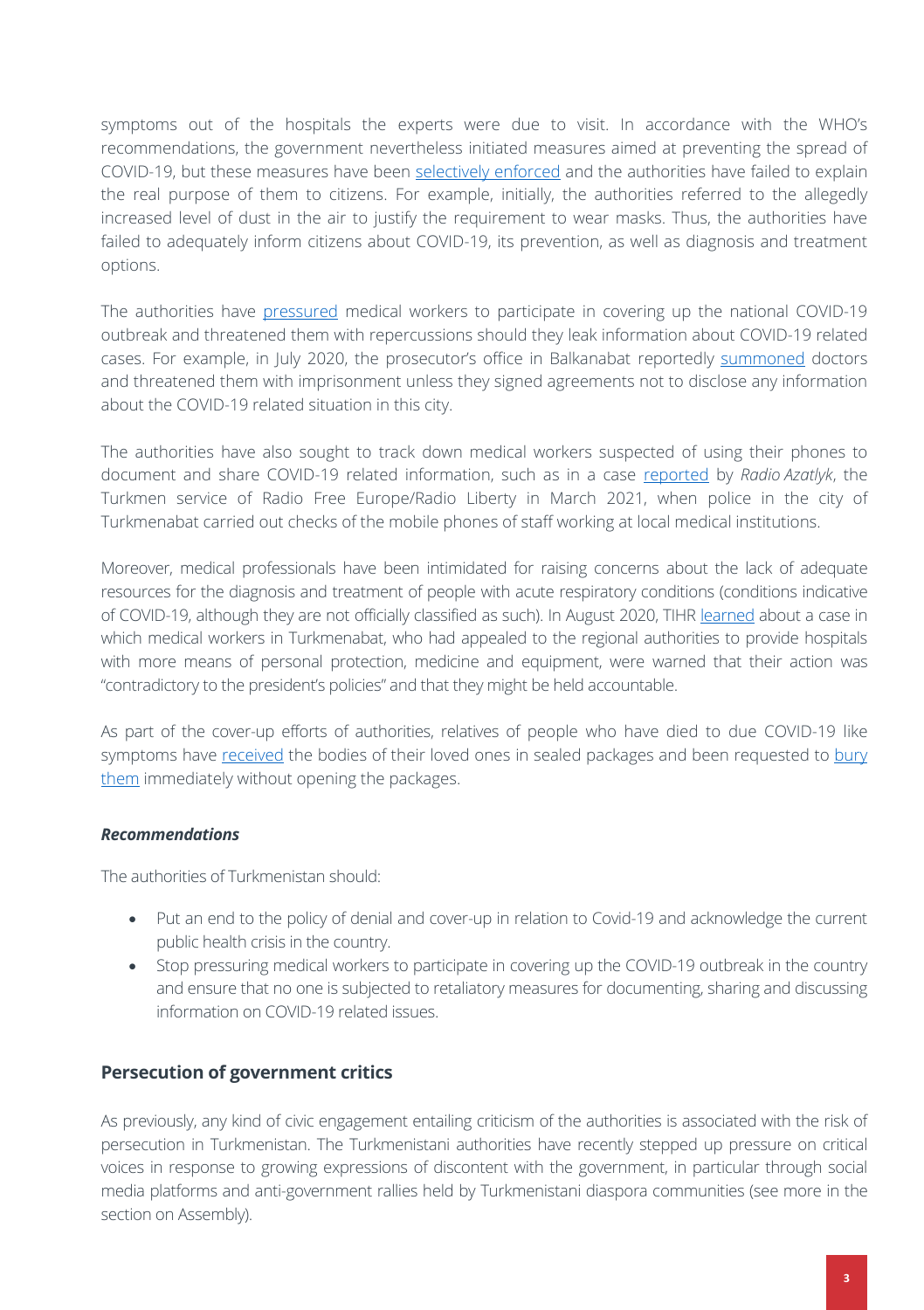symptoms out of the hospitals the experts were due to visit. In accordance with the WHO's recommendations, the government nevertheless initiated measures aimed at preventing the spread of COVID-19, but these measures have been selectively enforced and the authorities have failed to explain the real purpose of them to citizens. For example, initially, the authorities referred to the allegedly increased level of dust in the air to justify the requirement to wear masks. Thus, the authorities have failed to adequately inform citizens about COVID-19, its prevention, as well as diagnosis and treatment options.

The authorities have pressured medical workers to participate in covering up the national COVID-19 outbreak and threatened them with repercussions should they leak information about COVID-19 related cases. For example, in July 2020, the prosecutor's office in Balkanabat reportedly summoned doctors and threatened them with imprisonment unless they signed agreements not to disclose any information about the COVID-19 related situation in this city.

The authorities have also sought to track down medical workers suspected of using their phones to document and share COVID-19 related information, such as in a case reported by *Radio Azatlyk*, the Turkmen service of Radio Free Europe/Radio Liberty in March 2021, when police in the city of Turkmenabat carried out checks of the mobile phones of staff working at local medical institutions.

Moreover, medical professionals have been intimidated for raising concerns about the lack of adequate resources for the diagnosis and treatment of people with acute respiratory conditions (conditions indicative of COVID-19, although they are not officially classified as such). In August 2020, TIHR learned about a case in which medical workers in Turkmenabat, who had appealed to the regional authorities to provide hospitals with more means of personal protection, medicine and equipment, were warned that their action was "contradictory to the president's policies" and that they might be held accountable.

As part of the cover-up efforts of authorities, relatives of people who have died to due COVID-19 like symptoms have received the bodies of their loved ones in sealed packages and been requested to bury them immediately without opening the packages.

***Recommendations***

The authorities of Turkmenistan should:

- Put an end to the policy of denial and cover-up in relation to Covid-19 and acknowledge the current public health crisis in the country.
- Stop pressuring medical workers to participate in covering up the COVID-19 outbreak in the country and ensure that no one is subjected to retaliatory measures for documenting, sharing and discussing information on COVID-19 related issues.

## Persecution of government critics

As previously, any kind of civic engagement entailing criticism of the authorities is associated with the risk of persecution in Turkmenistan. The Turkmenistani authorities have recently stepped up pressure on critical voices in response to growing expressions of discontent with the government, in particular through social media platforms and anti-government rallies held by Turkmenistani diaspora communities (see more in the section on Assembly).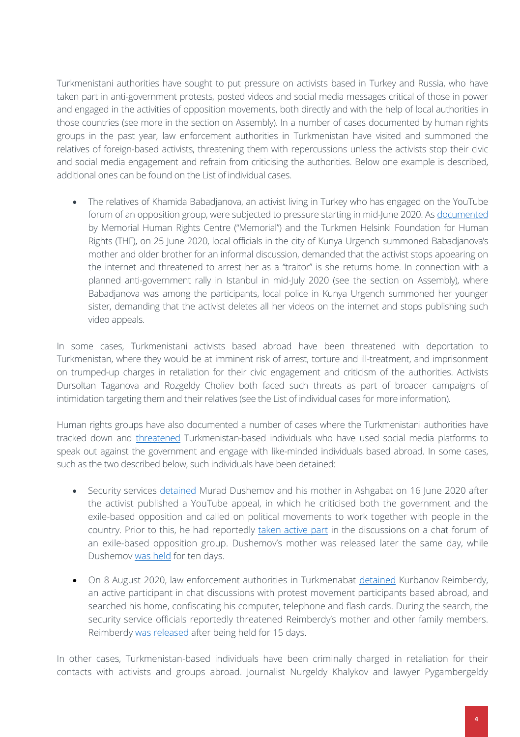Turkmenistani authorities have sought to put pressure on activists based in Turkey and Russia, who have taken part in anti-government protests, posted videos and social media messages critical of those in power and engaged in the activities of opposition movements, both directly and with the help of local authorities in those countries (see more in the section on Assembly). In a number of cases documented by human rights groups in the past year, law enforcement authorities in Turkmenistan have visited and summoned the relatives of foreign-based activists, threatening them with repercussions unless the activists stop their civic and social media engagement and refrain from criticising the authorities. Below one example is described, additional ones can be found on the List of individual cases.

- The relatives of Khamida Babadjanova, an activist living in Turkey who has engaged on the YouTube forum of an opposition group, were subjected to pressure starting in mid-June 2020. As documented by Memorial Human Rights Centre ("Memorial") and the Turkmen Helsinki Foundation for Human Rights (THF), on 25 June 2020, local officials in the city of Kunya Urgench summoned Babadjanova's mother and older brother for an informal discussion, demanded that the activist stops appearing on the internet and threatened to arrest her as a "traitor" is she returns home. In connection with a planned anti-government rally in Istanbul in mid-July 2020 (see the section on Assembly), where Babadjanova was among the participants, local police in Kunya Urgench summoned her younger sister, demanding that the activist deletes all her videos on the internet and stops publishing such video appeals.

In some cases, Turkmenistani activists based abroad have been threatened with deportation to Turkmenistan, where they would be at imminent risk of arrest, torture and ill-treatment, and imprisonment on trumped-up charges in retaliation for their civic engagement and criticism of the authorities. Activists Dursoltan Taganova and Rozgeldy Choliev both faced such threats as part of broader campaigns of intimidation targeting them and their relatives (see the List of individual cases for more information).

Human rights groups have also documented a number of cases where the Turkmenistani authorities have tracked down and threatened Turkmenistan-based individuals who have used social media platforms to speak out against the government and engage with like-minded individuals based abroad. In some cases, such as the two described below, such individuals have been detained:

- Security services detained Murad Dushemov and his mother in Ashgabat on 16 June 2020 after the activist published a YouTube appeal, in which he criticised both the government and the exile-based opposition and called on political movements to work together with people in the country. Prior to this, he had reportedly taken active part in the discussions on a chat forum of an exile-based opposition group. Dushemov's mother was released later the same day, while Dushemov was held for ten days.

- On 8 August 2020, law enforcement authorities in Turkmenabat detained Kurbanov Reimberdy, an active participant in chat discussions with protest movement participants based abroad, and searched his home, confiscating his computer, telephone and flash cards. During the search, the security service officials reportedly threatened Reimberdy's mother and other family members. Reimberdy was released after being held for 15 days.

In other cases, Turkmenistan-based individuals have been criminally charged in retaliation for their contacts with activists and groups abroad. Journalist Nurgeldy Khalykov and lawyer Pygambergeldy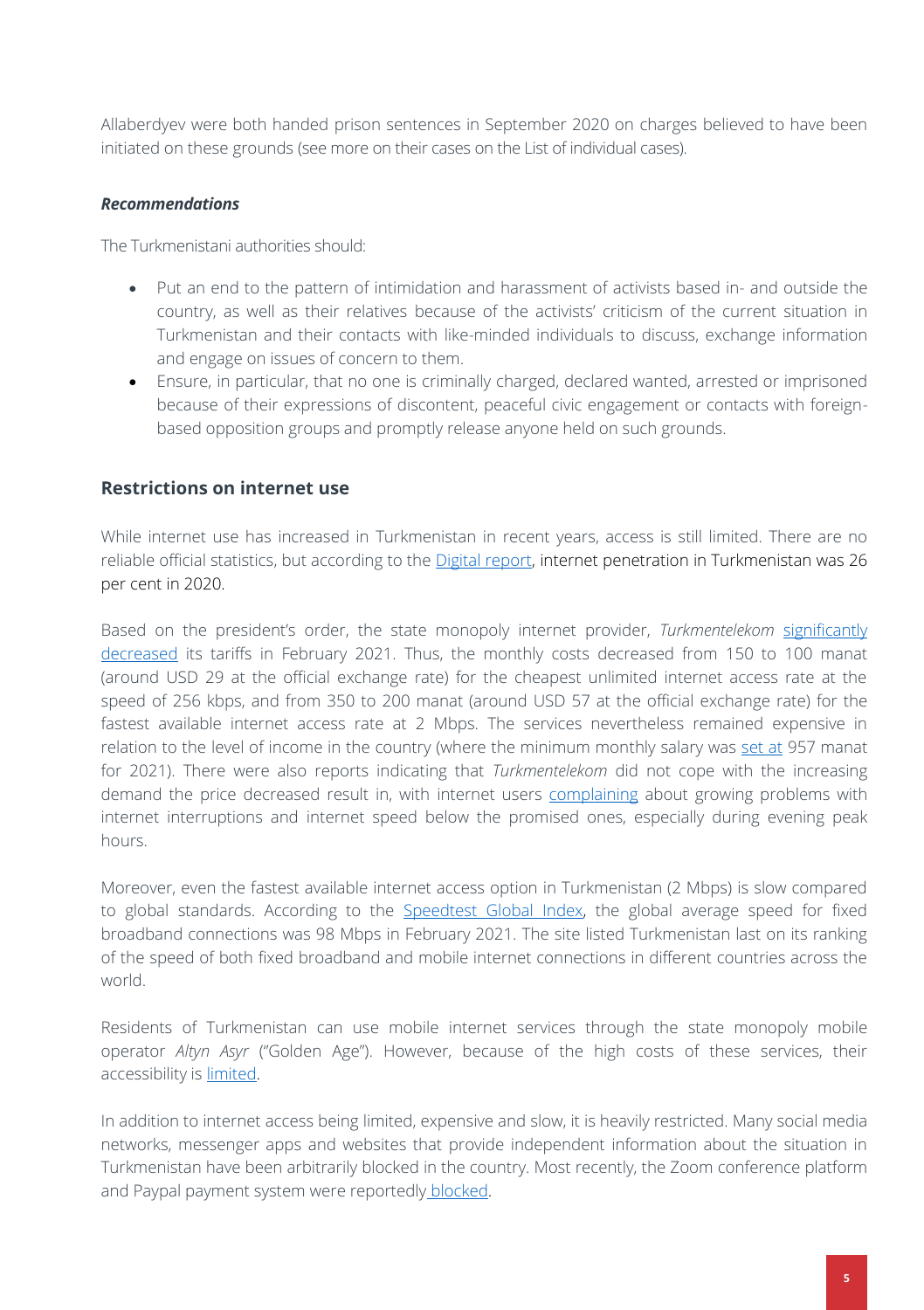Allaberdyev were both handed prison sentences in September 2020 on charges believed to have been initiated on these grounds (see more on their cases on the List of individual cases).

***Recommendations***

The Turkmenistani authorities should:

- Put an end to the pattern of intimidation and harassment of activists based in- and outside the country, as well as their relatives because of the activists' criticism of the current situation in Turkmenistan and their contacts with like-minded individuals to discuss, exchange information and engage on issues of concern to them.
- Ensure, in particular, that no one is criminally charged, declared wanted, arrested or imprisoned because of their expressions of discontent, peaceful civic engagement or contacts with foreign-based opposition groups and promptly release anyone held on such grounds.

## Restrictions on internet use

While internet use has increased in Turkmenistan in recent years, access is still limited. There are no reliable official statistics, but according to the Digital report, internet penetration in Turkmenistan was 26 per cent in 2020.

Based on the president's order, the state monopoly internet provider, *Turkmentelekom* significantly decreased its tariffs in February 2021. Thus, the monthly costs decreased from 150 to 100 manat (around USD 29 at the official exchange rate) for the cheapest unlimited internet access rate at the speed of 256 kbps, and from 350 to 200 manat (around USD 57 at the official exchange rate) for the fastest available internet access rate at 2 Mbps. The services nevertheless remained expensive in relation to the level of income in the country (where the minimum monthly salary was set at 957 manat for 2021). There were also reports indicating that *Turkmentelekom* did not cope with the increasing demand the price decreased result in, with internet users complaining about growing problems with internet interruptions and internet speed below the promised ones, especially during evening peak hours.

Moreover, even the fastest available internet access option in Turkmenistan (2 Mbps) is slow compared to global standards. According to the Speedtest Global Index, the global average speed for fixed broadband connections was 98 Mbps in February 2021. The site listed Turkmenistan last on its ranking of the speed of both fixed broadband and mobile internet connections in different countries across the world.

Residents of Turkmenistan can use mobile internet services through the state monopoly mobile operator *Altyn Asyr* ("Golden Age"). However, because of the high costs of these services, their accessibility is limited.

In addition to internet access being limited, expensive and slow, it is heavily restricted. Many social media networks, messenger apps and websites that provide independent information about the situation in Turkmenistan have been arbitrarily blocked in the country. Most recently, the Zoom conference platform and Paypal payment system were reportedly blocked.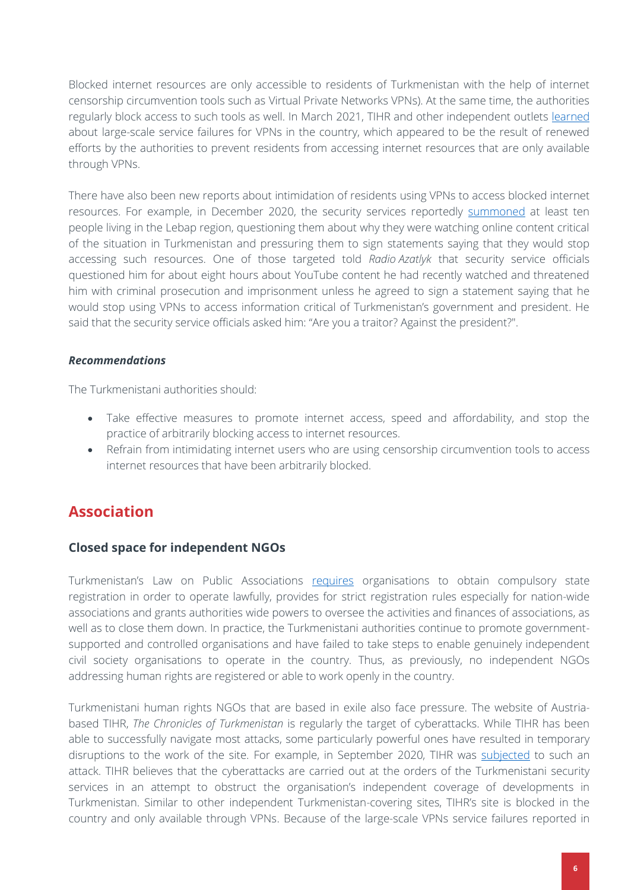Blocked internet resources are only accessible to residents of Turkmenistan with the help of internet censorship circumvention tools such as Virtual Private Networks VPNs). At the same time, the authorities regularly block access to such tools as well. In March 2021, TIHR and other independent outlets learned about large-scale service failures for VPNs in the country, which appeared to be the result of renewed efforts by the authorities to prevent residents from accessing internet resources that are only available through VPNs.

There have also been new reports about intimidation of residents using VPNs to access blocked internet resources. For example, in December 2020, the security services reportedly summoned at least ten people living in the Lebap region, questioning them about why they were watching online content critical of the situation in Turkmenistan and pressuring them to sign statements saying that they would stop accessing such resources. One of those targeted told *Radio Azatlyk* that security service officials questioned him for about eight hours about YouTube content he had recently watched and threatened him with criminal prosecution and imprisonment unless he agreed to sign a statement saying that he would stop using VPNs to access information critical of Turkmenistan's government and president. He said that the security service officials asked him: "Are you a traitor? Against the president?".

***Recommendations***

The Turkmenistani authorities should:

- Take effective measures to promote internet access, speed and affordability, and stop the practice of arbitrarily blocking access to internet resources.
- Refrain from intimidating internet users who are using censorship circumvention tools to access internet resources that have been arbitrarily blocked.

## Association

### Closed space for independent NGOs

Turkmenistan's Law on Public Associations requires organisations to obtain compulsory state registration in order to operate lawfully, provides for strict registration rules especially for nation-wide associations and grants authorities wide powers to oversee the activities and finances of associations, as well as to close them down. In practice, the Turkmenistani authorities continue to promote government-supported and controlled organisations and have failed to take steps to enable genuinely independent civil society organisations to operate in the country. Thus, as previously, no independent NGOs addressing human rights are registered or able to work openly in the country.

Turkmenistani human rights NGOs that are based in exile also face pressure. The website of Austria-based TIHR, *The Chronicles of Turkmenistan* is regularly the target of cyberattacks. While TIHR has been able to successfully navigate most attacks, some particularly powerful ones have resulted in temporary disruptions to the work of the site. For example, in September 2020, TIHR was subjected to such an attack. TIHR believes that the cyberattacks are carried out at the orders of the Turkmenistani security services in an attempt to obstruct the organisation's independent coverage of developments in Turkmenistan. Similar to other independent Turkmenistan-covering sites, TIHR's site is blocked in the country and only available through VPNs. Because of the large-scale VPNs service failures reported in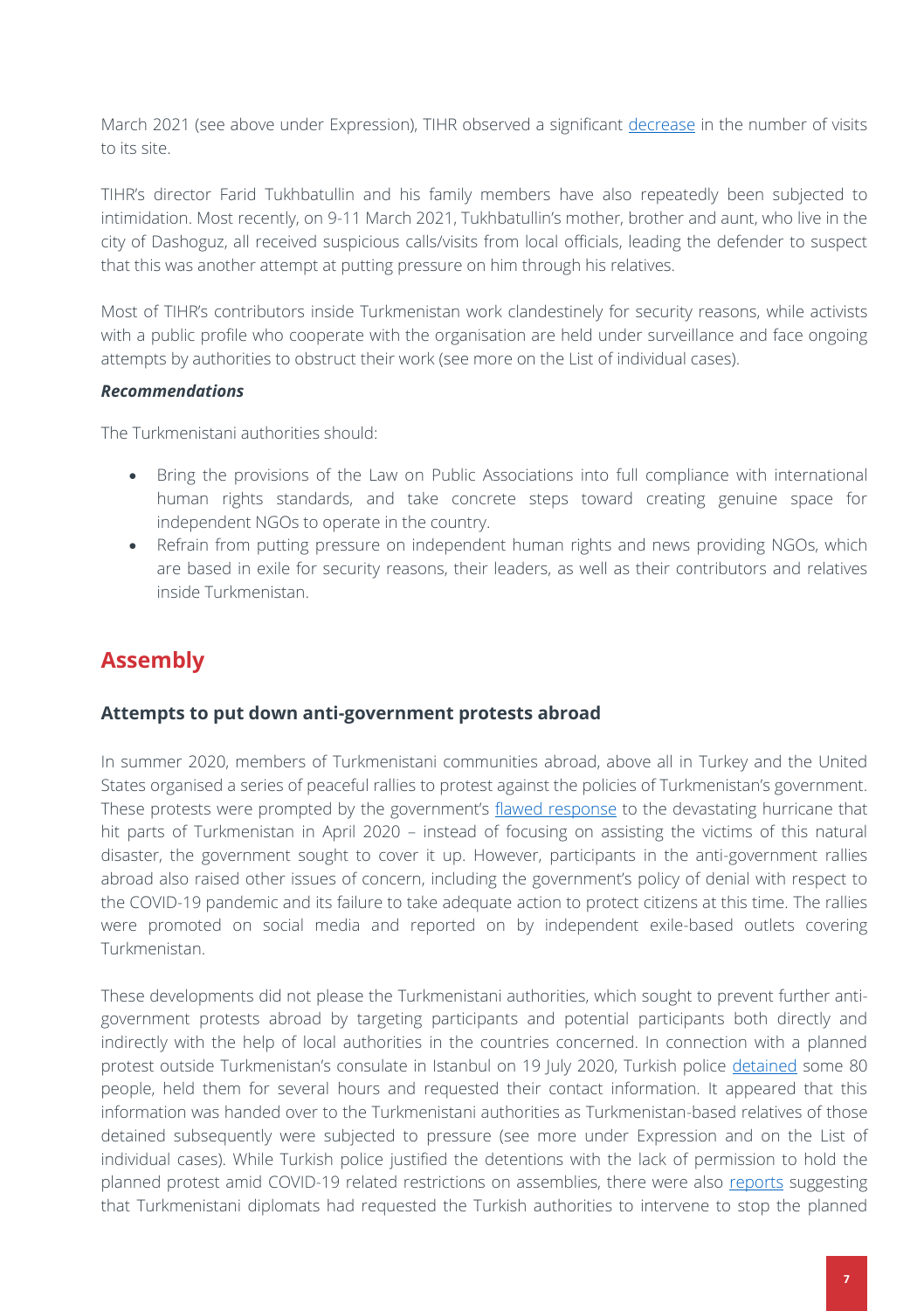March 2021 (see above under Expression), TIHR observed a significant decrease in the number of visits to its site.

TIHR's director Farid Tukhbatullin and his family members have also repeatedly been subjected to intimidation. Most recently, on 9-11 March 2021, Tukhbatullin's mother, brother and aunt, who live in the city of Dashoguz, all received suspicious calls/visits from local officials, leading the defender to suspect that this was another attempt at putting pressure on him through his relatives.

Most of TIHR's contributors inside Turkmenistan work clandestinely for security reasons, while activists with a public profile who cooperate with the organisation are held under surveillance and face ongoing attempts by authorities to obstruct their work (see more on the List of individual cases).

***Recommendations***

The Turkmenistani authorities should:

- Bring the provisions of the Law on Public Associations into full compliance with international human rights standards, and take concrete steps toward creating genuine space for independent NGOs to operate in the country.
- Refrain from putting pressure on independent human rights and news providing NGOs, which are based in exile for security reasons, their leaders, as well as their contributors and relatives inside Turkmenistan.

## Assembly

### Attempts to put down anti-government protests abroad

In summer 2020, members of Turkmenistani communities abroad, above all in Turkey and the United States organised a series of peaceful rallies to protest against the policies of Turkmenistan's government. These protests were prompted by the government's flawed response to the devastating hurricane that hit parts of Turkmenistan in April 2020 – instead of focusing on assisting the victims of this natural disaster, the government sought to cover it up. However, participants in the anti-government rallies abroad also raised other issues of concern, including the government's policy of denial with respect to the COVID-19 pandemic and its failure to take adequate action to protect citizens at this time. The rallies were promoted on social media and reported on by independent exile-based outlets covering Turkmenistan.

These developments did not please the Turkmenistani authorities, which sought to prevent further anti-government protests abroad by targeting participants and potential participants both directly and indirectly with the help of local authorities in the countries concerned. In connection with a planned protest outside Turkmenistan's consulate in Istanbul on 19 July 2020, Turkish police detained some 80 people, held them for several hours and requested their contact information. It appeared that this information was handed over to the Turkmenistani authorities as Turkmenistan-based relatives of those detained subsequently were subjected to pressure (see more under Expression and on the List of individual cases). While Turkish police justified the detentions with the lack of permission to hold the planned protest amid COVID-19 related restrictions on assemblies, there were also reports suggesting that Turkmenistani diplomats had requested the Turkish authorities to intervene to stop the planned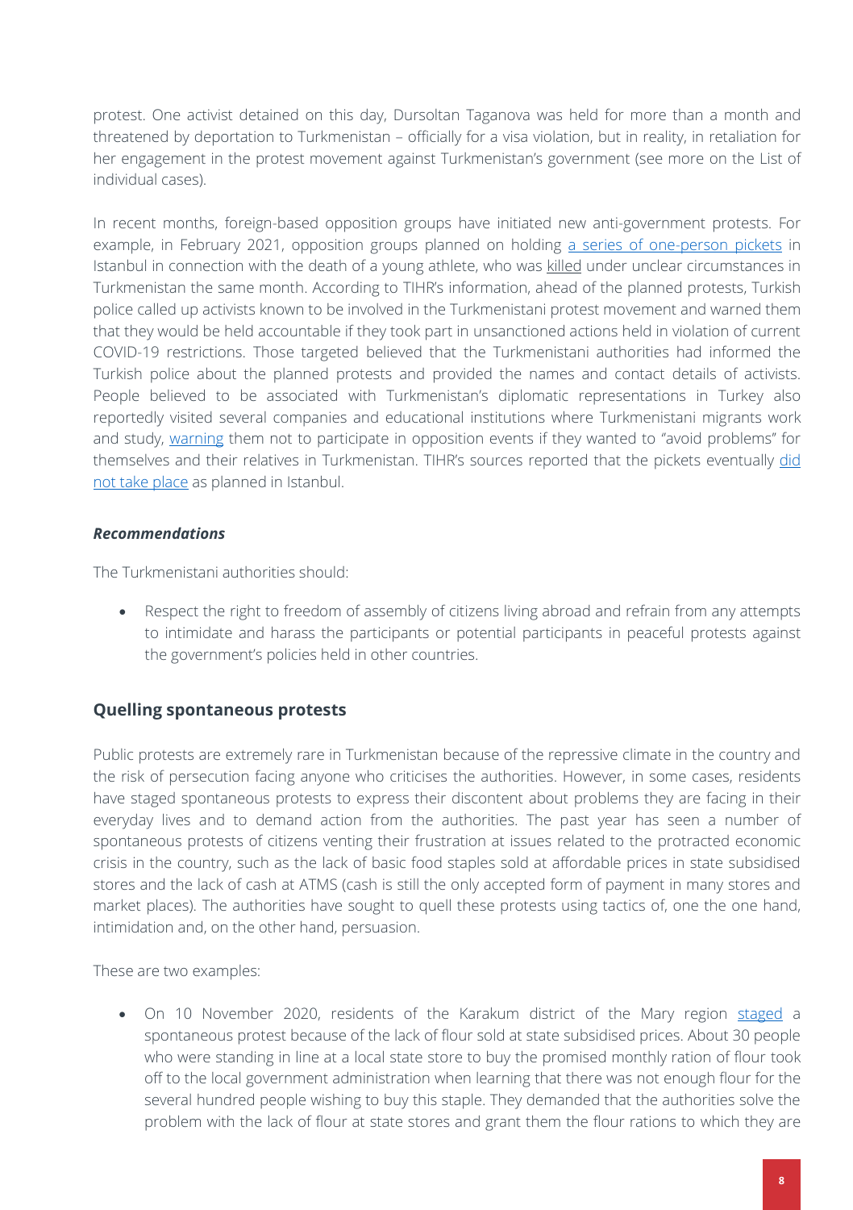protest. One activist detained on this day, Dursoltan Taganova was held for more than a month and threatened by deportation to Turkmenistan – officially for a visa violation, but in reality, in retaliation for her engagement in the protest movement against Turkmenistan's government (see more on the List of individual cases).

In recent months, foreign-based opposition groups have initiated new anti-government protests. For example, in February 2021, opposition groups planned on holding a series of one-person pickets in Istanbul in connection with the death of a young athlete, who was killed under unclear circumstances in Turkmenistan the same month. According to TIHR's information, ahead of the planned protests, Turkish police called up activists known to be involved in the Turkmenistani protest movement and warned them that they would be held accountable if they took part in unsanctioned actions held in violation of current COVID-19 restrictions. Those targeted believed that the Turkmenistani authorities had informed the Turkish police about the planned protests and provided the names and contact details of activists. People believed to be associated with Turkmenistan's diplomatic representations in Turkey also reportedly visited several companies and educational institutions where Turkmenistani migrants work and study, warning them not to participate in opposition events if they wanted to "avoid problems" for themselves and their relatives in Turkmenistan. TIHR's sources reported that the pickets eventually did not take place as planned in Istanbul.

***Recommendations***

The Turkmenistani authorities should:

- Respect the right to freedom of assembly of citizens living abroad and refrain from any attempts to intimidate and harass the participants or potential participants in peaceful protests against the government's policies held in other countries.

## Quelling spontaneous protests

Public protests are extremely rare in Turkmenistan because of the repressive climate in the country and the risk of persecution facing anyone who criticises the authorities. However, in some cases, residents have staged spontaneous protests to express their discontent about problems they are facing in their everyday lives and to demand action from the authorities. The past year has seen a number of spontaneous protests of citizens venting their frustration at issues related to the protracted economic crisis in the country, such as the lack of basic food staples sold at affordable prices in state subsidised stores and the lack of cash at ATMS (cash is still the only accepted form of payment in many stores and market places). The authorities have sought to quell these protests using tactics of, one the one hand, intimidation and, on the other hand, persuasion.

These are two examples:

- On 10 November 2020, residents of the Karakum district of the Mary region staged a spontaneous protest because of the lack of flour sold at state subsidised prices. About 30 people who were standing in line at a local state store to buy the promised monthly ration of flour took off to the local government administration when learning that there was not enough flour for the several hundred people wishing to buy this staple. They demanded that the authorities solve the problem with the lack of flour at state stores and grant them the flour rations to which they are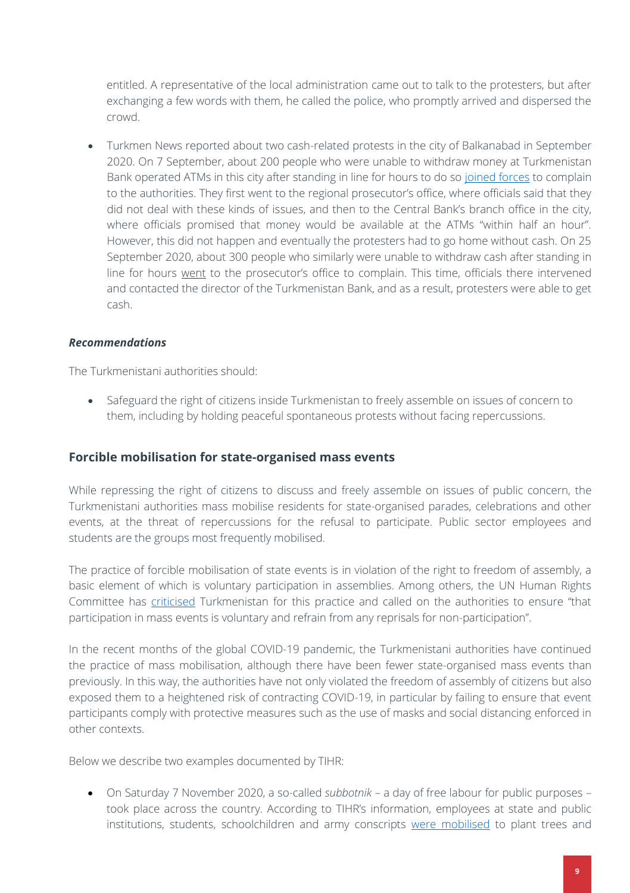entitled. A representative of the local administration came out to talk to the protesters, but after exchanging a few words with them, he called the police, who promptly arrived and dispersed the crowd.

- Turkmen News reported about two cash-related protests in the city of Balkanabad in September 2020. On 7 September, about 200 people who were unable to withdraw money at Turkmenistan Bank operated ATMs in this city after standing in line for hours to do so joined forces to complain to the authorities. They first went to the regional prosecutor's office, where officials said that they did not deal with these kinds of issues, and then to the Central Bank's branch office in the city, where officials promised that money would be available at the ATMs "within half an hour". However, this did not happen and eventually the protesters had to go home without cash. On 25 September 2020, about 300 people who similarly were unable to withdraw cash after standing in line for hours went to the prosecutor's office to complain. This time, officials there intervened and contacted the director of the Turkmenistan Bank, and as a result, protesters were able to get cash.

***Recommendations***

The Turkmenistani authorities should:

- Safeguard the right of citizens inside Turkmenistan to freely assemble on issues of concern to them, including by holding peaceful spontaneous protests without facing repercussions.

## Forcible mobilisation for state-organised mass events

While repressing the right of citizens to discuss and freely assemble on issues of public concern, the Turkmenistani authorities mass mobilise residents for state-organised parades, celebrations and other events, at the threat of repercussions for the refusal to participate. Public sector employees and students are the groups most frequently mobilised.

The practice of forcible mobilisation of state events is in violation of the right to freedom of assembly, a basic element of which is voluntary participation in assemblies. Among others, the UN Human Rights Committee has criticised Turkmenistan for this practice and called on the authorities to ensure "that participation in mass events is voluntary and refrain from any reprisals for non-participation".

In the recent months of the global COVID-19 pandemic, the Turkmenistani authorities have continued the practice of mass mobilisation, although there have been fewer state-organised mass events than previously. In this way, the authorities have not only violated the freedom of assembly of citizens but also exposed them to a heightened risk of contracting COVID-19, in particular by failing to ensure that event participants comply with protective measures such as the use of masks and social distancing enforced in other contexts.

Below we describe two examples documented by TIHR:

- On Saturday 7 November 2020, a so-called *subbotnik* – a day of free labour for public purposes – took place across the country. According to TIHR's information, employees at state and public institutions, students, schoolchildren and army conscripts were mobilised to plant trees and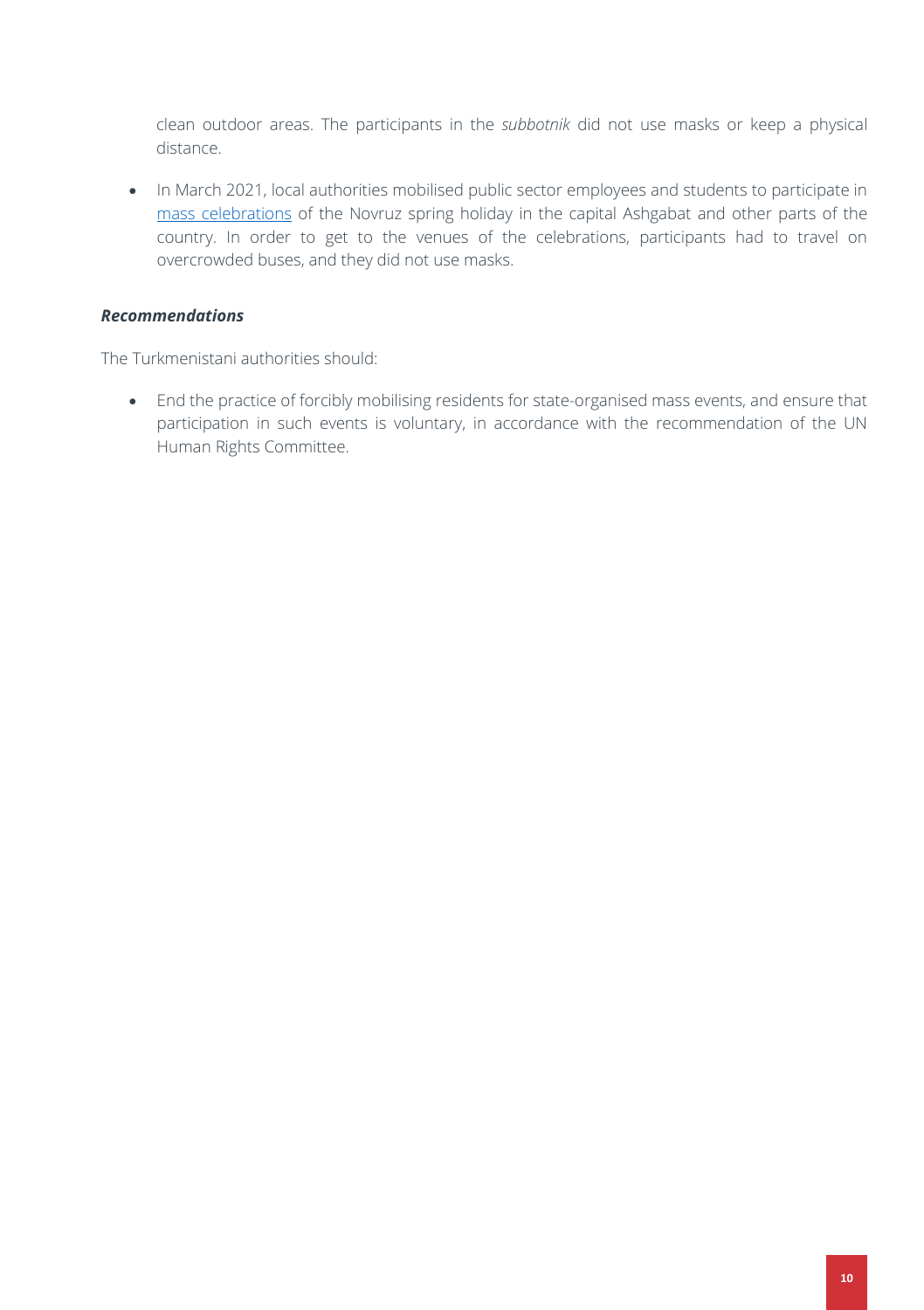clean outdoor areas. The participants in the *subbotnik* did not use masks or keep a physical distance.

- In March 2021, local authorities mobilised public sector employees and students to participate in mass celebrations of the Novruz spring holiday in the capital Ashgabat and other parts of the country. In order to get to the venues of the celebrations, participants had to travel on overcrowded buses, and they did not use masks.

***Recommendations***

The Turkmenistani authorities should:

- End the practice of forcibly mobilising residents for state-organised mass events, and ensure that participation in such events is voluntary, in accordance with the recommendation of the UN Human Rights Committee.